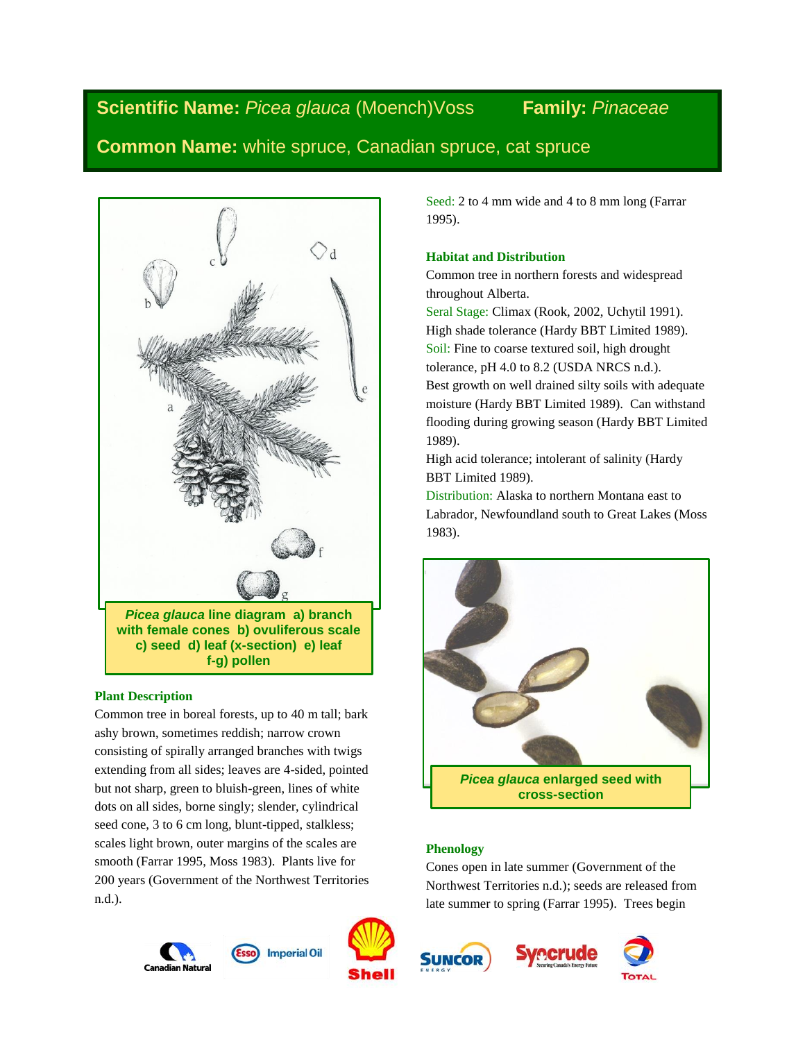**Scientific Name:** *Picea glauca* (Moench)Voss **Family:** *Pinaceae*

**Common Name:** white spruce, Canadian spruce, cat spruce

***Picea glauca*** **line diagram a) branch with female cones b) ovuliferous scale c) seed d) leaf (x-section) e) leaf f-g) pollen**

### Plant Description

Common tree in boreal forests, up to 40 m tall; bark ashy brown, sometimes reddish; narrow crown consisting of spirally arranged branches with twigs extending from all sides; leaves are 4-sided, pointed but not sharp, green to bluish-green, lines of white dots on all sides, borne singly; slender, cylindrical seed cone, 3 to 6 cm long, blunt-tipped, stalkless; scales light brown, outer margins of the scales are smooth (Farrar 1995, Moss 1983). Plants live for 200 years (Government of the Northwest Territories n.d.).

Seed: 2 to 4 mm wide and 4 to 8 mm long (Farrar 1995).

### Habitat and Distribution

Common tree in northern forests and widespread throughout Alberta.

Seral Stage: Climax (Rook, 2002, Uchytil 1991).

High shade tolerance (Hardy BBT Limited 1989).

Soil: Fine to coarse textured soil, high drought tolerance, pH 4.0 to 8.2 (USDA NRCS n.d.).

Best growth on well drained silty soils with adequate moisture (Hardy BBT Limited 1989). Can withstand flooding during growing season (Hardy BBT Limited 1989).

High acid tolerance; intolerant of salinity (Hardy BBT Limited 1989).

Distribution: Alaska to northern Montana east to Labrador, Newfoundland south to Great Lakes (Moss 1983).

***Picea glauca*** **enlarged seed with cross-section**

### Phenology

Cones open in late summer (Government of the Northwest Territories n.d.); seeds are released from late summer to spring (Farrar 1995). Trees begin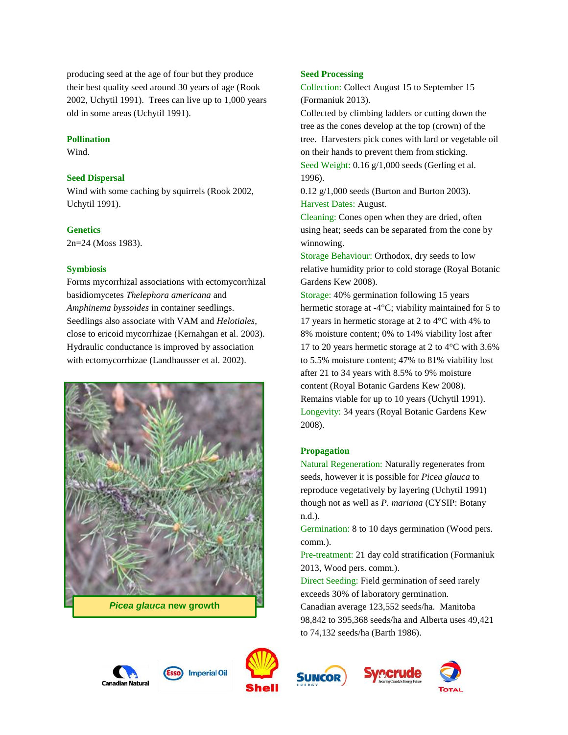producing seed at the age of four but they produce their best quality seed around 30 years of age (Rook 2002, Uchytil 1991). Trees can live up to 1,000 years old in some areas (Uchytil 1991).

### Pollination

Wind.

### Seed Dispersal

Wind with some caching by squirrels (Rook 2002, Uchytil 1991).

### Genetics

2n=24 (Moss 1983).

### Symbiosis

Forms mycorrhizal associations with ectomycorrhizal basidiomycetes *Thelephora americana* and *Amphinema byssoides* in container seedlings. Seedlings also associate with VAM and *Helotiales*, close to ericoid mycorrhizae (Kernahgan et al. 2003). Hydraulic conductance is improved by association with ectomycorrhizae (Landhausser et al. 2002).

***Picea glauca*** **new growth**

### Seed Processing

Collection: Collect August 15 to September 15 (Formaniuk 2013).

Collected by climbing ladders or cutting down the tree as the cones develop at the top (crown) of the tree. Harvesters pick cones with lard or vegetable oil on their hands to prevent them from sticking.

Seed Weight: 0.16 g/1,000 seeds (Gerling et al. 1996).

0.12 g/1,000 seeds (Burton and Burton 2003).

Harvest Dates: August.

Cleaning: Cones open when they are dried, often using heat; seeds can be separated from the cone by winnowing.

Storage Behaviour: Orthodox, dry seeds to low relative humidity prior to cold storage (Royal Botanic Gardens Kew 2008).

Storage: 40% germination following 15 years hermetic storage at -4°C; viability maintained for 5 to 17 years in hermetic storage at 2 to 4°C with 4% to 8% moisture content; 0% to 14% viability lost after 17 to 20 years hermetic storage at 2 to 4°C with 3.6% to 5.5% moisture content; 47% to 81% viability lost after 21 to 34 years with 8.5% to 9% moisture content (Royal Botanic Gardens Kew 2008).

Remains viable for up to 10 years (Uchytil 1991).

Longevity: 34 years (Royal Botanic Gardens Kew 2008).

### Propagation

Natural Regeneration: Naturally regenerates from seeds, however it is possible for *Picea glauca* to reproduce vegetatively by layering (Uchytil 1991) though not as well as *P. mariana* (CYSIP: Botany n.d.).

Germination: 8 to 10 days germination (Wood pers. comm.).

Pre-treatment: 21 day cold stratification (Formaniuk 2013, Wood pers. comm.).

Direct Seeding: Field germination of seed rarely exceeds 30% of laboratory germination.

Canadian average 123,552 seeds/ha. Manitoba 98,842 to 395,368 seeds/ha and Alberta uses 49,421 to 74,132 seeds/ha (Barth 1986).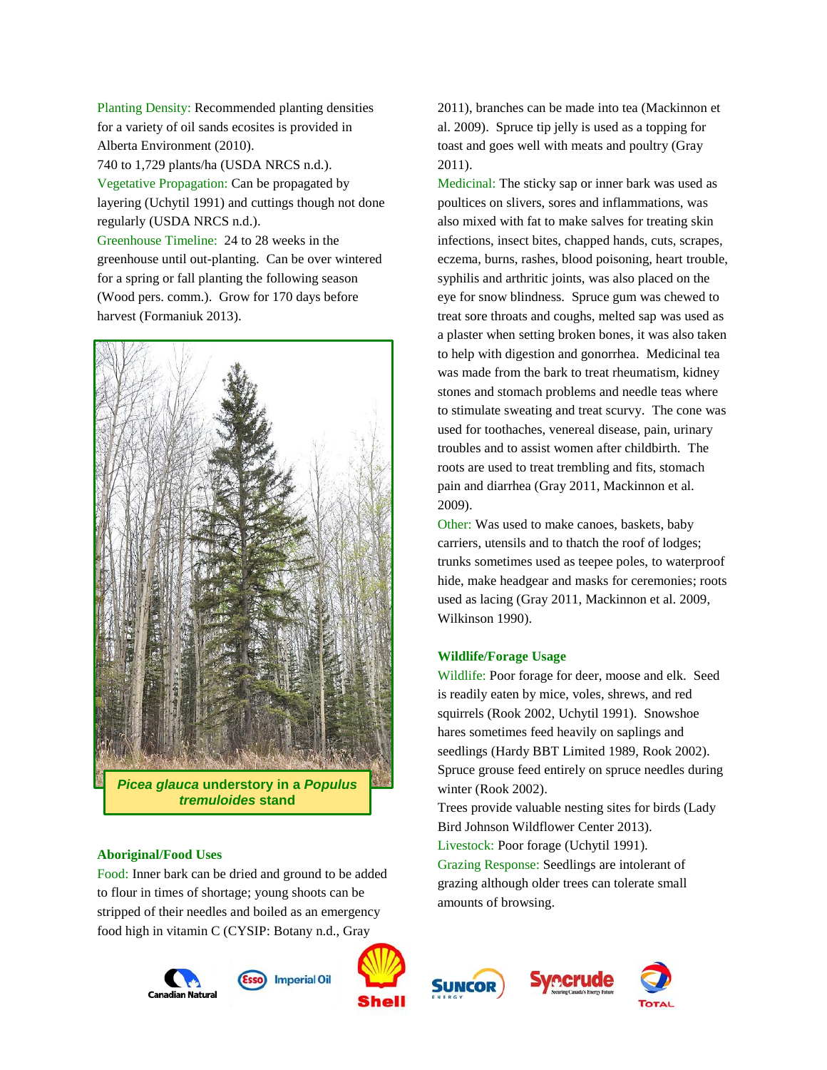Planting Density: Recommended planting densities for a variety of oil sands ecosites is provided in Alberta Environment (2010).
740 to 1,729 plants/ha (USDA NRCS n.d.).
Vegetative Propagation: Can be propagated by layering (Uchytil 1991) and cuttings though not done regularly (USDA NRCS n.d.).
Greenhouse Timeline: 24 to 28 weeks in the greenhouse until out-planting. Can be over wintered for a spring or fall planting the following season (Wood pers. comm.). Grow for 170 days before harvest (Formaniuk 2013).

***Picea glauca*** **understory in a** ***Populus tremuloides*** **stand**

### Aboriginal/Food Uses

Food: Inner bark can be dried and ground to be added to flour in times of shortage; young shoots can be stripped of their needles and boiled as an emergency food high in vitamin C (CYSIP: Botany n.d., Gray 2011), branches can be made into tea (Mackinnon et al. 2009). Spruce tip jelly is used as a topping for toast and goes well with meats and poultry (Gray 2011).

Medicinal: The sticky sap or inner bark was used as poultices on slivers, sores and inflammations, was also mixed with fat to make salves for treating skin infections, insect bites, chapped hands, cuts, scrapes, eczema, burns, rashes, blood poisoning, heart trouble, syphilis and arthritic joints, was also placed on the eye for snow blindness. Spruce gum was chewed to treat sore throats and coughs, melted sap was used as a plaster when setting broken bones, it was also taken to help with digestion and gonorrhea. Medicinal tea was made from the bark to treat rheumatism, kidney stones and stomach problems and needle teas where to stimulate sweating and treat scurvy. The cone was used for toothaches, venereal disease, pain, urinary troubles and to assist women after childbirth. The roots are used to treat trembling and fits, stomach pain and diarrhea (Gray 2011, Mackinnon et al. 2009).

Other: Was used to make canoes, baskets, baby carriers, utensils and to thatch the roof of lodges; trunks sometimes used as teepee poles, to waterproof hide, make headgear and masks for ceremonies; roots used as lacing (Gray 2011, Mackinnon et al. 2009, Wilkinson 1990).

### Wildlife/Forage Usage

Wildlife: Poor forage for deer, moose and elk. Seed is readily eaten by mice, voles, shrews, and red squirrels (Rook 2002, Uchytil 1991). Snowshoe hares sometimes feed heavily on saplings and seedlings (Hardy BBT Limited 1989, Rook 2002). Spruce grouse feed entirely on spruce needles during winter (Rook 2002).
Trees provide valuable nesting sites for birds (Lady Bird Johnson Wildflower Center 2013).
Livestock: Poor forage (Uchytil 1991).
Grazing Response: Seedlings are intolerant of grazing although older trees can tolerate small amounts of browsing.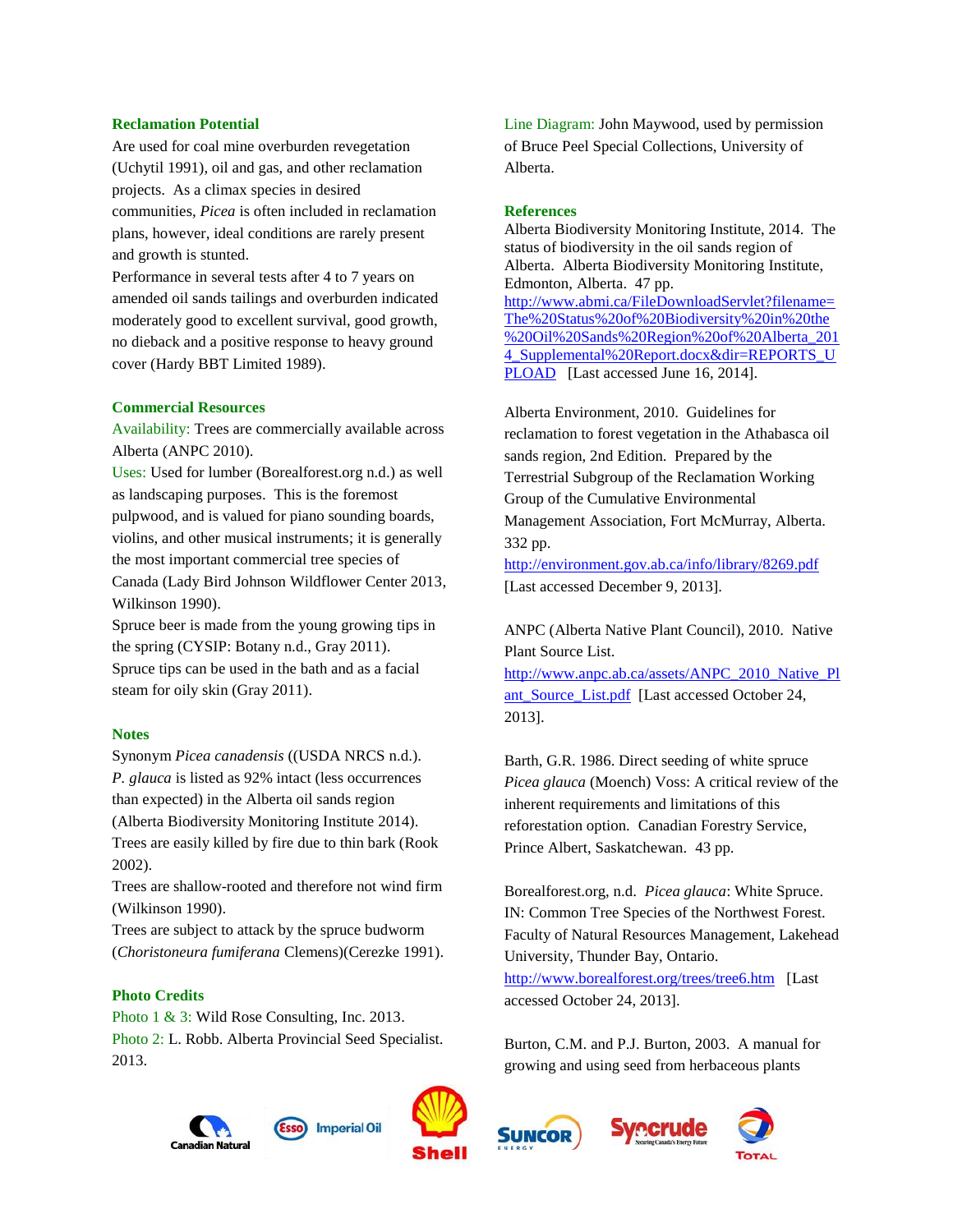### Reclamation Potential

Are used for coal mine overburden revegetation (Uchytil 1991), oil and gas, and other reclamation projects. As a climax species in desired communities, *Picea* is often included in reclamation plans, however, ideal conditions are rarely present and growth is stunted.

Performance in several tests after 4 to 7 years on amended oil sands tailings and overburden indicated moderately good to excellent survival, good growth, no dieback and a positive response to heavy ground cover (Hardy BBT Limited 1989).

### Commercial Resources

Availability: Trees are commercially available across Alberta (ANPC 2010).

Uses: Used for lumber (Borealforest.org n.d.) as well as landscaping purposes. This is the foremost pulpwood, and is valued for piano sounding boards, violins, and other musical instruments; it is generally the most important commercial tree species of Canada (Lady Bird Johnson Wildflower Center 2013, Wilkinson 1990).

Spruce beer is made from the young growing tips in the spring (CYSIP: Botany n.d., Gray 2011).

Spruce tips can be used in the bath and as a facial steam for oily skin (Gray 2011).

### Notes

Synonym *Picea canadensis* ((USDA NRCS n.d.).

*P. glauca* is listed as 92% intact (less occurrences than expected) in the Alberta oil sands region (Alberta Biodiversity Monitoring Institute 2014).

Trees are easily killed by fire due to thin bark (Rook 2002).

Trees are shallow-rooted and therefore not wind firm (Wilkinson 1990).

Trees are subject to attack by the spruce budworm (*Choristoneura fumiferana* Clemens)(Cerezke 1991).

### Photo Credits

Photo 1 & 3: Wild Rose Consulting, Inc. 2013.

Photo 2: L. Robb. Alberta Provincial Seed Specialist. 2013.

Line Diagram: John Maywood, used by permission of Bruce Peel Special Collections, University of Alberta.

### References

Alberta Biodiversity Monitoring Institute, 2014. The status of biodiversity in the oil sands region of Alberta. Alberta Biodiversity Monitoring Institute, Edmonton, Alberta. 47 pp. http://www.abmi.ca/FileDownloadServlet?filename=The%20Status%20of%20Biodiversity%20in%20the%20Oil%20Sands%20Region%20of%20Alberta_2014_Supplemental%20Report.docx&dir=REPORTS_UPLOAD [Last accessed June 16, 2014].

Alberta Environment, 2010. Guidelines for reclamation to forest vegetation in the Athabasca oil sands region, 2nd Edition. Prepared by the Terrestrial Subgroup of the Reclamation Working Group of the Cumulative Environmental Management Association, Fort McMurray, Alberta. 332 pp. http://environment.gov.ab.ca/info/library/8269.pdf [Last accessed December 9, 2013].

ANPC (Alberta Native Plant Council), 2010. Native Plant Source List. http://www.anpc.ab.ca/assets/ANPC_2010_Native_Plant_Source_List.pdf [Last accessed October 24, 2013].

Barth, G.R. 1986. Direct seeding of white spruce *Picea glauca* (Moench) Voss: A critical review of the inherent requirements and limitations of this reforestation option. Canadian Forestry Service, Prince Albert, Saskatchewan. 43 pp.

Borealforest.org, n.d. *Picea glauca*: White Spruce. IN: Common Tree Species of the Northwest Forest. Faculty of Natural Resources Management, Lakehead University, Thunder Bay, Ontario. http://www.borealforest.org/trees/tree6.htm [Last accessed October 24, 2013].

Burton, C.M. and P.J. Burton, 2003. A manual for growing and using seed from herbaceous plants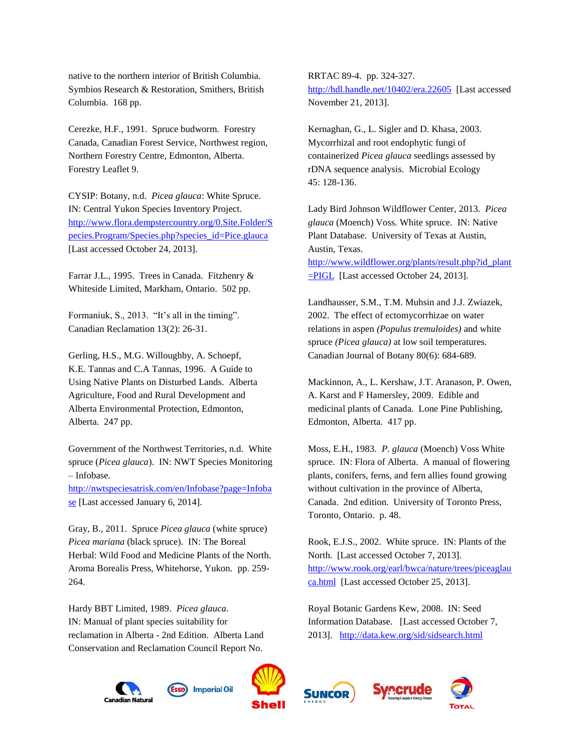native to the northern interior of British Columbia. Symbios Research & Restoration, Smithers, British Columbia. 168 pp.

Cerezke, H.F., 1991. Spruce budworm. Forestry Canada, Canadian Forest Service, Northwest region, Northern Forestry Centre, Edmonton, Alberta. Forestry Leaflet 9.

CYSIP: Botany, n.d. *Picea glauca*: White Spruce. IN: Central Yukon Species Inventory Project. http://www.flora.dempstercountry.org/0.Site.Folder/Species.Program/Species.php?species_id=Pice.glauca [Last accessed October 24, 2013].

Farrar J.L., 1995. Trees in Canada. Fitzhenry & Whiteside Limited, Markham, Ontario. 502 pp.

Formaniuk, S., 2013. "It's all in the timing". Canadian Reclamation 13(2): 26-31.

Gerling, H.S., M.G. Willoughby, A. Schoepf, K.E. Tannas and C.A Tannas, 1996. A Guide to Using Native Plants on Disturbed Lands. Alberta Agriculture, Food and Rural Development and Alberta Environmental Protection, Edmonton, Alberta. 247 pp.

Government of the Northwest Territories, n.d. White spruce (*Picea glauca*). IN: NWT Species Monitoring – Infobase. http://nwtspeciesatrisk.com/en/Infobase?page=Infobase [Last accessed January 6, 2014].

Gray, B., 2011. Spruce *Picea glauca* (white spruce) *Picea mariana* (black spruce). IN: The Boreal Herbal: Wild Food and Medicine Plants of the North. Aroma Borealis Press, Whitehorse, Yukon. pp. 259-264.

Hardy BBT Limited, 1989. *Picea glauca*. IN: Manual of plant species suitability for reclamation in Alberta - 2nd Edition. Alberta Land Conservation and Reclamation Council Report No. RRTAC 89-4. pp. 324-327. http://hdl.handle.net/10402/era.22605 [Last accessed November 21, 2013].

Kernaghan, G., L. Sigler and D. Khasa, 2003. Mycorrhizal and root endophytic fungi of containerized *Picea glauca* seedlings assessed by rDNA sequence analysis. Microbial Ecology 45: 128-136.

Lady Bird Johnson Wildflower Center, 2013. *Picea glauca* (Moench) Voss. White spruce. IN: Native Plant Database. University of Texas at Austin, Austin, Texas. http://www.wildflower.org/plants/result.php?id_plant=PIGL [Last accessed October 24, 2013].

Landhausser, S.M., T.M. Muhsin and J.J. Zwiazek, 2002. The effect of ectomycorrhizae on water relations in aspen *(Populus tremuloides)* and white spruce *(Picea glauca)* at low soil temperatures. Canadian Journal of Botany 80(6): 684-689.

Mackinnon, A., L. Kershaw, J.T. Aranason, P. Owen, A. Karst and F Hamersley, 2009. Edible and medicinal plants of Canada. Lone Pine Publishing, Edmonton, Alberta. 417 pp.

Moss, E.H., 1983. *P. glauca* (Moench) Voss White spruce. IN: Flora of Alberta. A manual of flowering plants, conifers, ferns, and fern allies found growing without cultivation in the province of Alberta, Canada. 2nd edition. University of Toronto Press, Toronto, Ontario. p. 48.

Rook, E.J.S., 2002. White spruce. IN: Plants of the North. [Last accessed October 7, 2013]. http://www.rook.org/earl/bwca/nature/trees/piceaglauca.html [Last accessed October 25, 2013].

Royal Botanic Gardens Kew, 2008. IN: Seed Information Database. [Last accessed October 7, 2013]. http://data.kew.org/sid/sidsearch.html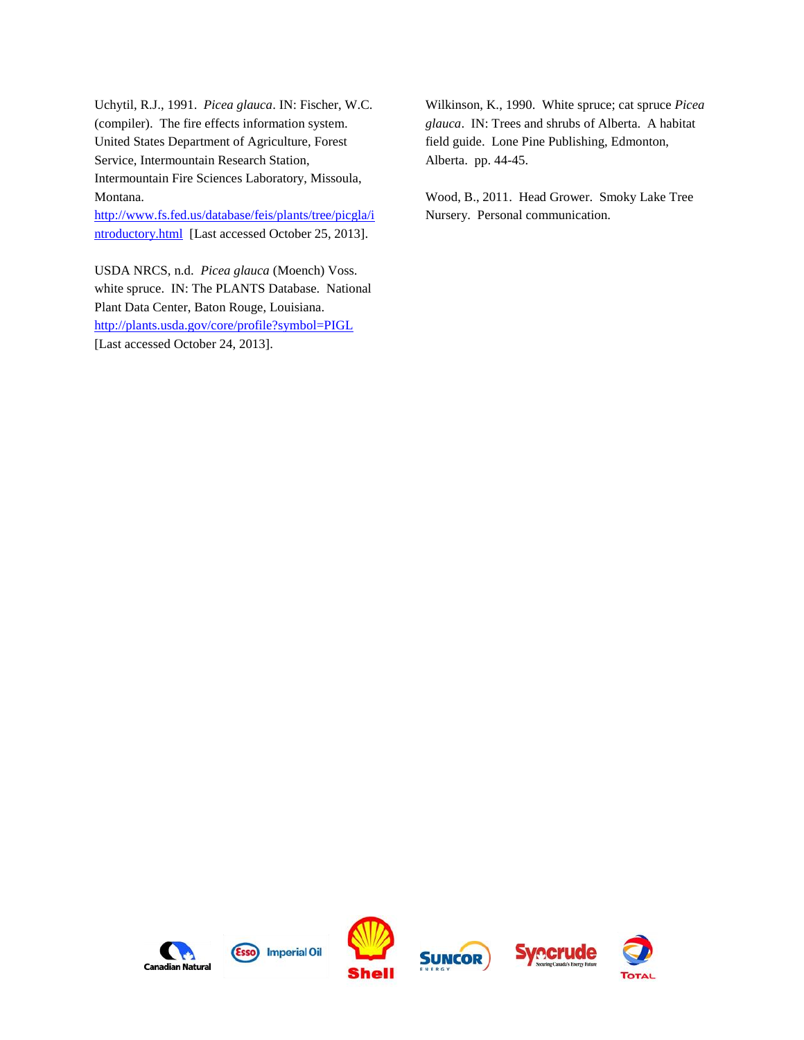Uchytil, R.J., 1991. *Picea glauca*. IN: Fischer, W.C. (compiler). The fire effects information system. United States Department of Agriculture, Forest Service, Intermountain Research Station, Intermountain Fire Sciences Laboratory, Missoula, Montana. http://www.fs.fed.us/database/feis/plants/tree/picgla/introductory.html [Last accessed October 25, 2013].

USDA NRCS, n.d. *Picea glauca* (Moench) Voss. white spruce. IN: The PLANTS Database. National Plant Data Center, Baton Rouge, Louisiana. http://plants.usda.gov/core/profile?symbol=PIGL [Last accessed October 24, 2013].

Wilkinson, K., 1990. White spruce; cat spruce *Picea glauca*. IN: Trees and shrubs of Alberta. A habitat field guide. Lone Pine Publishing, Edmonton, Alberta. pp. 44-45.

Wood, B., 2011. Head Grower. Smoky Lake Tree Nursery. Personal communication.